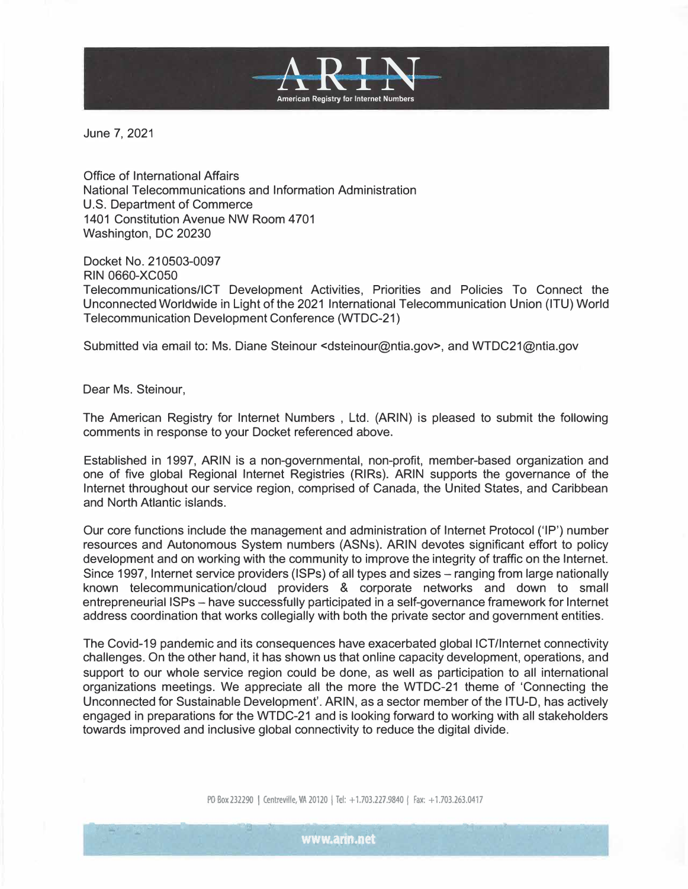ARIN

American Registry for Internet Numbers

June 7, 2021

Office of International Affairs
National Telecommunications and Information Administration
U.S. Department of Commerce
1401 Constitution Avenue NW Room 4701
Washington, DC 20230

Docket No. 210503-0097
RIN 0660-XC050
Telecommunications/ICT Development Activities, Priorities and Policies To Connect the Unconnected Worldwide in Light of the 2021 International Telecommunication Union (ITU) World Telecommunication Development Conference (WTDC-21)

Submitted via email to: Ms. Diane Steinour <dsteinour@ntia.gov>, and WTDC21@ntia.gov

Dear Ms. Steinour,

The American Registry for Internet Numbers , Ltd. (ARIN) is pleased to submit the following comments in response to your Docket referenced above.

Established in 1997, ARIN is a non-governmental, non-profit, member-based organization and one of five global Regional Internet Registries (RIRs). ARIN supports the governance of the Internet throughout our service region, comprised of Canada, the United States, and Caribbean and North Atlantic islands.

Our core functions include the management and administration of Internet Protocol ('IP') number resources and Autonomous System numbers (ASNs). ARIN devotes significant effort to policy development and on working with the community to improve the integrity of traffic on the Internet. Since 1997, Internet service providers (ISPs) of all types and sizes – ranging from large nationally known telecommunication/cloud providers & corporate networks and down to small entrepreneurial ISPs – have successfully participated in a self-governance framework for Internet address coordination that works collegially with both the private sector and government entities.

The Covid-19 pandemic and its consequences have exacerbated global ICT/Internet connectivity challenges. On the other hand, it has shown us that online capacity development, operations, and support to our whole service region could be done, as well as participation to all international organizations meetings. We appreciate all the more the WTDC-21 theme of 'Connecting the Unconnected for Sustainable Development'. ARIN, as a sector member of the ITU-D, has actively engaged in preparations for the WTDC-21 and is looking forward to working with all stakeholders towards improved and inclusive global connectivity to reduce the digital divide.

PO Box 232290 | Centreville, VA 20120 | Tel: +1.703.227.9840 | Fax: +1.703.263.0417

www.arin.net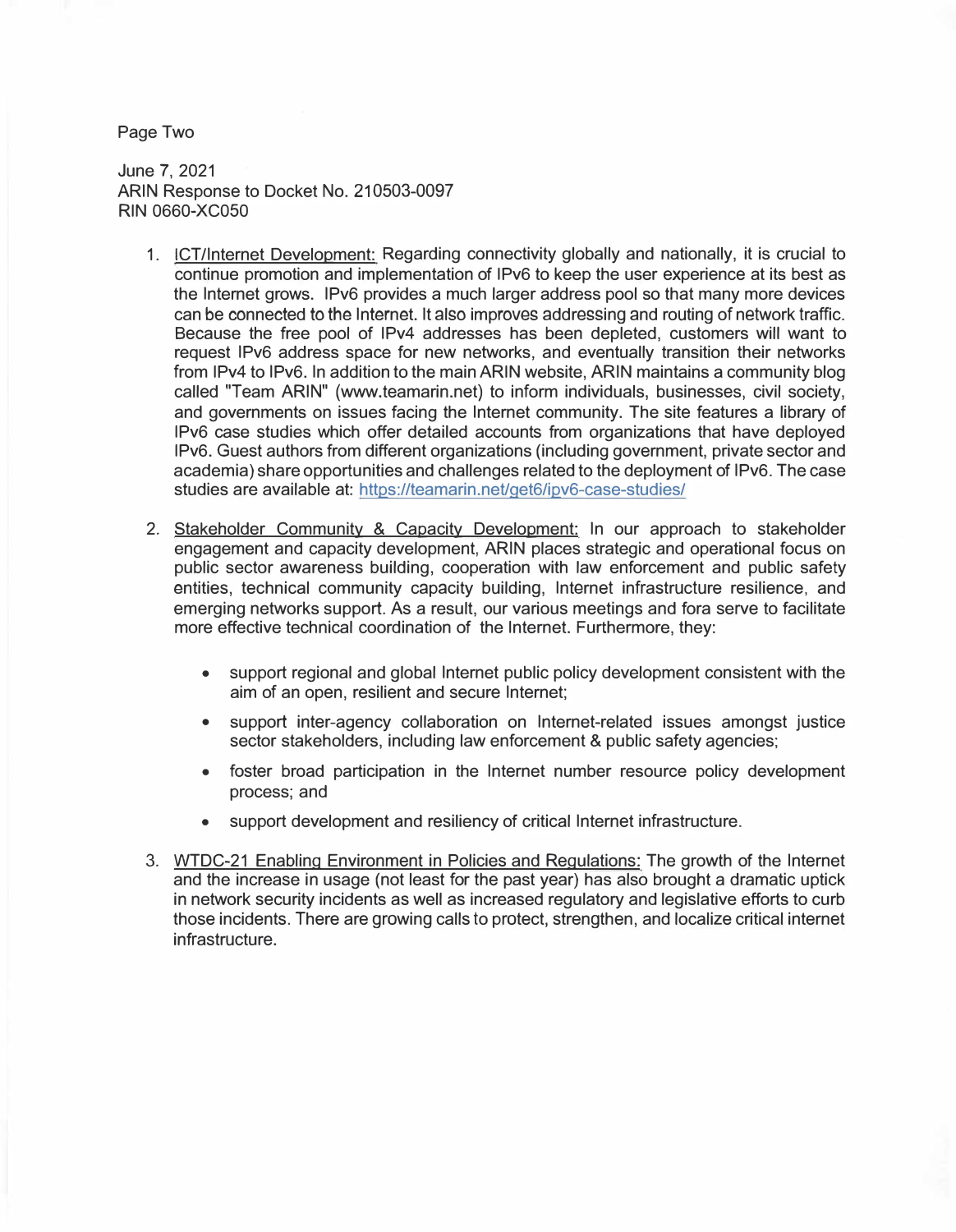June 7, 2021
ARIN Response to Docket No. 210503-0097
RIN 0660-XC050

1. ICT/Internet Development: Regarding connectivity globally and nationally, it is crucial to continue promotion and implementation of IPv6 to keep the user experience at its best as the Internet grows. IPv6 provides a much larger address pool so that many more devices can be connected to the Internet. It also improves addressing and routing of network traffic. Because the free pool of IPv4 addresses has been depleted, customers will want to request IPv6 address space for new networks, and eventually transition their networks from IPv4 to IPv6. In addition to the main ARIN website, ARIN maintains a community blog called "Team ARIN" (www.teamarin.net) to inform individuals, businesses, civil society, and governments on issues facing the Internet community. The site features a library of IPv6 case studies which offer detailed accounts from organizations that have deployed IPv6. Guest authors from different organizations (including government, private sector and academia) share opportunities and challenges related to the deployment of IPv6. The case studies are available at: https://teamarin.net/get6/ipv6-case-studies/

2. Stakeholder Community & Capacity Development: In our approach to stakeholder engagement and capacity development, ARIN places strategic and operational focus on public sector awareness building, cooperation with law enforcement and public safety entities, technical community capacity building, Internet infrastructure resilience, and emerging networks support. As a result, our various meetings and fora serve to facilitate more effective technical coordination of the Internet. Furthermore, they:

   - support regional and global Internet public policy development consistent with the aim of an open, resilient and secure Internet;
   - support inter-agency collaboration on Internet-related issues amongst justice sector stakeholders, including law enforcement & public safety agencies;
   - foster broad participation in the Internet number resource policy development process; and
   - support development and resiliency of critical Internet infrastructure.

3. WTDC-21 Enabling Environment in Policies and Regulations: The growth of the Internet and the increase in usage (not least for the past year) has also brought a dramatic uptick in network security incidents as well as increased regulatory and legislative efforts to curb those incidents. There are growing calls to protect, strengthen, and localize critical internet infrastructure.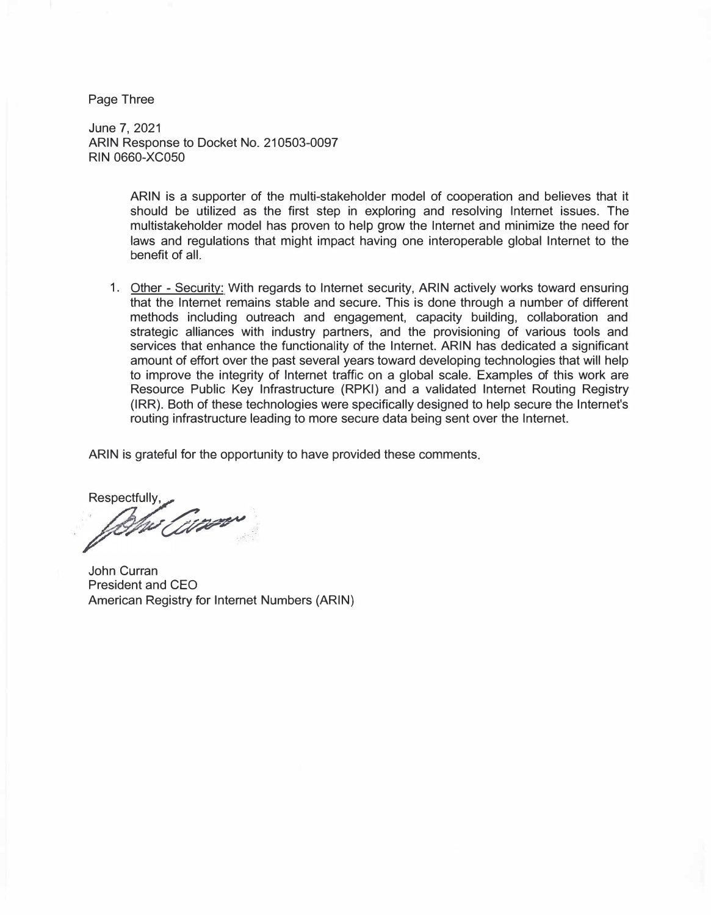June 7, 2021
ARIN Response to Docket No. 210503-0097
RIN 0660-XC050

ARIN is a supporter of the multi-stakeholder model of cooperation and believes that it should be utilized as the first step in exploring and resolving Internet issues. The multistakeholder model has proven to help grow the Internet and minimize the need for laws and regulations that might impact having one interoperable global Internet to the benefit of all.

1. Other - Security: With regards to Internet security, ARIN actively works toward ensuring that the Internet remains stable and secure. This is done through a number of different methods including outreach and engagement, capacity building, collaboration and strategic alliances with industry partners, and the provisioning of various tools and services that enhance the functionality of the Internet. ARIN has dedicated a significant amount of effort over the past several years toward developing technologies that will help to improve the integrity of Internet traffic on a global scale. Examples of this work are Resource Public Key Infrastructure (RPKI) and a validated Internet Routing Registry (IRR). Both of these technologies were specifically designed to help secure the Internet's routing infrastructure leading to more secure data being sent over the Internet.

ARIN is grateful for the opportunity to have provided these comments.

Respectfully,

John Curran
President and CEO
American Registry for Internet Numbers (ARIN)